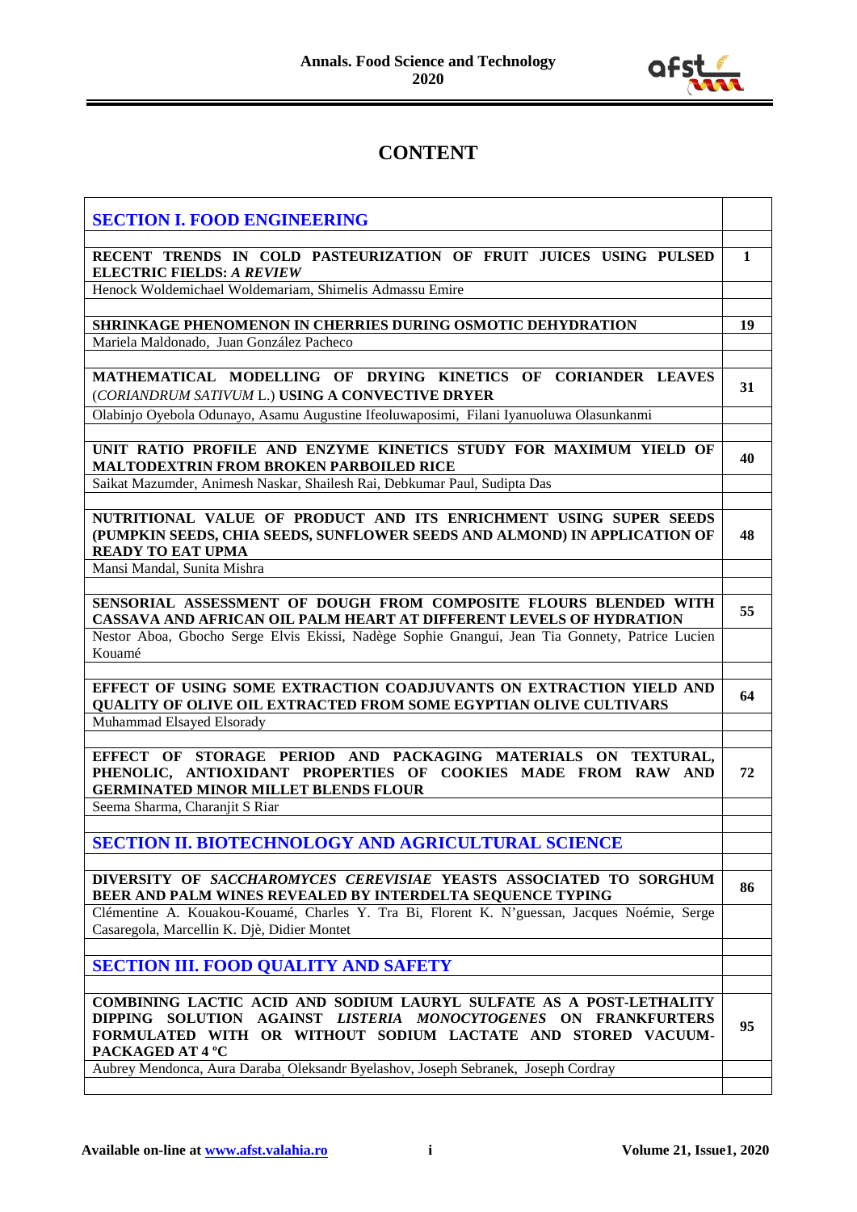# CONTENT

| | |
|---|---|
| **SECTION I. FOOD ENGINEERING** | |
| | |
| **RECENT TRENDS IN COLD PASTEURIZATION OF FRUIT JUICES USING PULSED ELECTRIC FIELDS: *A REVIEW*** | **1** |
| Henock Woldemichael Woldemariam, Shimelis Admassu Emire | |
| | |
| **SHRINKAGE PHENOMENON IN CHERRIES DURING OSMOTIC DEHYDRATION** | **19** |
| Mariela Maldonado, Juan González Pacheco | |
| | |
| **MATHEMATICAL MODELLING OF DRYING KINETICS OF CORIANDER LEAVES** (*CORIANDRUM SATIVUM* L.) **USING A CONVECTIVE DRYER** | **31** |
| Olabinjo Oyebola Odunayo, Asamu Augustine Ifeoluwaposimi, Filani Iyanuoluwa Olasunkanmi | |
| | |
| **UNIT RATIO PROFILE AND ENZYME KINETICS STUDY FOR MAXIMUM YIELD OF MALTODEXTRIN FROM BROKEN PARBOILED RICE** | **40** |
| Saikat Mazumder, Animesh Naskar, Shailesh Rai, Debkumar Paul, Sudipta Das | |
| | |
| **NUTRITIONAL VALUE OF PRODUCT AND ITS ENRICHMENT USING SUPER SEEDS (PUMPKIN SEEDS, CHIA SEEDS, SUNFLOWER SEEDS AND ALMOND) IN APPLICATION OF READY TO EAT UPMA** | **48** |
| Mansi Mandal, Sunita Mishra | |
| | |
| **SENSORIAL ASSESSMENT OF DOUGH FROM COMPOSITE FLOURS BLENDED WITH CASSAVA AND AFRICAN OIL PALM HEART AT DIFFERENT LEVELS OF HYDRATION** | **55** |
| Nestor Aboa, Gbocho Serge Elvis Ekissi, Nadège Sophie Gnangui, Jean Tia Gonnety, Patrice Lucien Kouamé | |
| | |
| **EFFECT OF USING SOME EXTRACTION COADJUVANTS ON EXTRACTION YIELD AND QUALITY OF OLIVE OIL EXTRACTED FROM SOME EGYPTIAN OLIVE CULTIVARS** | **64** |
| Muhammad Elsayed Elsorady | |
| | |
| **EFFECT OF STORAGE PERIOD AND PACKAGING MATERIALS ON TEXTURAL, PHENOLIC, ANTIOXIDANT PROPERTIES OF COOKIES MADE FROM RAW AND GERMINATED MINOR MILLET BLENDS FLOUR** | **72** |
| Seema Sharma, Charanjit S Riar | |
| | |
| **SECTION II. BIOTECHNOLOGY AND AGRICULTURAL SCIENCE** | |
| | |
| **DIVERSITY OF *SACCHAROMYCES CEREVISIAE* YEASTS ASSOCIATED TO SORGHUM BEER AND PALM WINES REVEALED BY INTERDELTA SEQUENCE TYPING** | **86** |
| Clémentine A. Kouakou-Kouamé, Charles Y. Tra Bi, Florent K. N'guessan, Jacques Noémie, Serge Casaregola, Marcellin K. Djè, Didier Montet | |
| | |
| **SECTION III. FOOD QUALITY AND SAFETY** | |
| | |
| **COMBINING LACTIC ACID AND SODIUM LAURYL SULFATE AS A POST-LETHALITY DIPPING SOLUTION AGAINST *LISTERIA MONOCYTOGENES* ON FRANKFURTERS FORMULATED WITH OR WITHOUT SODIUM LACTATE AND STORED VACUUM-PACKAGED AT 4 ºC** | **95** |
| Aubrey Mendonca, Aura Daraba, Oleksandr Byelashov, Joseph Sebranek, Joseph Cordray | |
| | |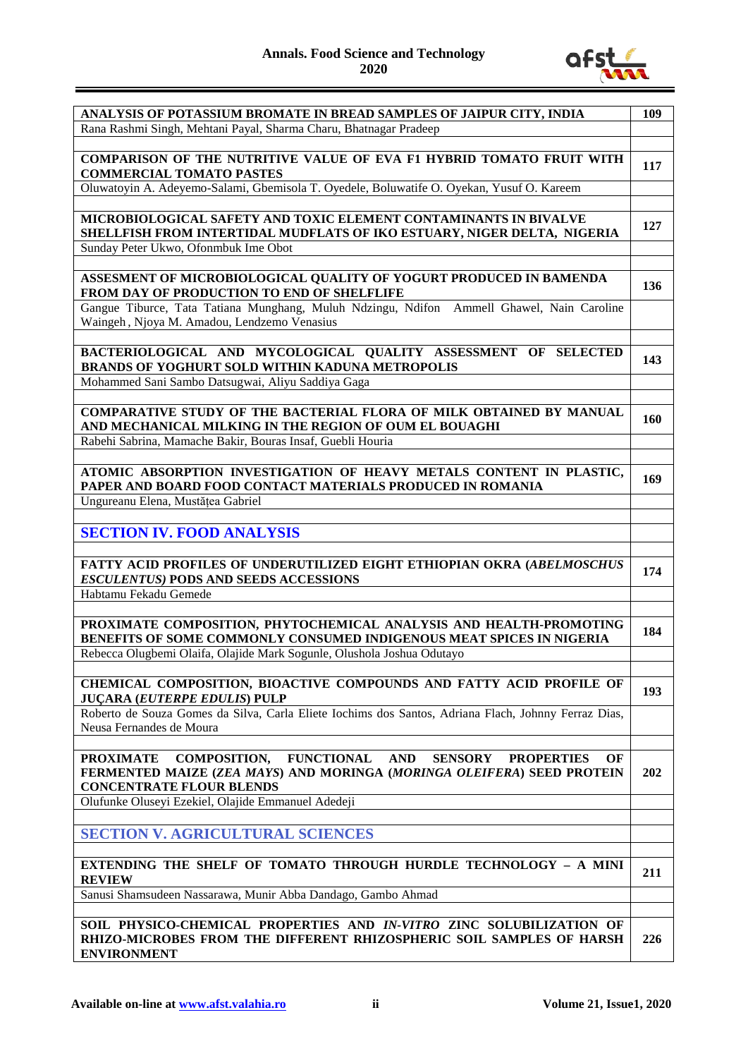| | |
|---|---|
| **ANALYSIS OF POTASSIUM BROMATE IN BREAD SAMPLES OF JAIPUR CITY, INDIA** | **109** |
| Rana Rashmi Singh, Mehtani Payal, Sharma Charu, Bhatnagar Pradeep | |
| | |
| **COMPARISON OF THE NUTRITIVE VALUE OF EVA F1 HYBRID TOMATO FRUIT WITH COMMERCIAL TOMATO PASTES** | **117** |
| Oluwatoyin A. Adeyemo-Salami, Gbemisola T. Oyedele, Boluwatife O. Oyekan, Yusuf O. Kareem | |
| | |
| **MICROBIOLOGICAL SAFETY AND TOXIC ELEMENT CONTAMINANTS IN BIVALVE SHELLFISH FROM INTERTIDAL MUDFLATS OF IKO ESTUARY, NIGER DELTA, NIGERIA** | **127** |
| Sunday Peter Ukwo, Ofonmbuk Ime Obot | |
| | |
| **ASSESMENT OF MICROBIOLOGICAL QUALITY OF YOGURT PRODUCED IN BAMENDA FROM DAY OF PRODUCTION TO END OF SHELFLIFE** | **136** |
| Gangue Tiburce, Tata Tatiana Munghang, Muluh Ndzingu, Ndifon Ammell Ghawel, Nain Caroline Waingeh , Njoya M. Amadou, Lendzemo Venasius | |
| | |
| **BACTERIOLOGICAL AND MYCOLOGICAL QUALITY ASSESSMENT OF SELECTED BRANDS OF YOGHURT SOLD WITHIN KADUNA METROPOLIS** | **143** |
| Mohammed Sani Sambo Datsugwai, Aliyu Saddiya Gaga | |
| | |
| **COMPARATIVE STUDY OF THE BACTERIAL FLORA OF MILK OBTAINED BY MANUAL AND MECHANICAL MILKING IN THE REGION OF OUM EL BOUAGHI** | **160** |
| Rabehi Sabrina, Mamache Bakir, Bouras Insaf, Guebli Houria | |
| | |
| **ATOMIC ABSORPTION INVESTIGATION OF HEAVY METALS CONTENT IN PLASTIC, PAPER AND BOARD FOOD CONTACT MATERIALS PRODUCED IN ROMANIA** | **169** |
| Ungureanu Elena, Mustățea Gabriel | |
| | |
| **SECTION IV. FOOD ANALYSIS** | |
| | |
| **FATTY ACID PROFILES OF UNDERUTILIZED EIGHT ETHIOPIAN OKRA (*ABELMOSCHUS ESCULENTUS)* PODS AND SEEDS ACCESSIONS** | **174** |
| Habtamu Fekadu Gemede | |
| | |
| **PROXIMATE COMPOSITION, PHYTOCHEMICAL ANALYSIS AND HEALTH-PROMOTING BENEFITS OF SOME COMMONLY CONSUMED INDIGENOUS MEAT SPICES IN NIGERIA** | **184** |
| Rebecca Olugbemi Olaifa, Olajide Mark Sogunle, Olushola Joshua Odutayo | |
| | |
| **CHEMICAL COMPOSITION, BIOACTIVE COMPOUNDS AND FATTY ACID PROFILE OF JUÇARA (*EUTERPE EDULIS*) PULP** | **193** |
| Roberto de Souza Gomes da Silva, Carla Eliete Iochims dos Santos, Adriana Flach, Johnny Ferraz Dias, Neusa Fernandes de Moura | |
| | |
| **PROXIMATE COMPOSITION, FUNCTIONAL AND SENSORY PROPERTIES OF FERMENTED MAIZE (*ZEA MAYS*) AND MORINGA (*MORINGA OLEIFERA*) SEED PROTEIN CONCENTRATE FLOUR BLENDS** | **202** |
| Olufunke Oluseyi Ezekiel, Olajide Emmanuel Adedeji | |
| | |
| **SECTION V. AGRICULTURAL SCIENCES** | |
| | |
| **EXTENDING THE SHELF OF TOMATO THROUGH HURDLE TECHNOLOGY – A MINI REVIEW** | **211** |
| Sanusi Shamsudeen Nassarawa, Munir Abba Dandago, Gambo Ahmad | |
| | |
| **SOIL PHYSICO-CHEMICAL PROPERTIES AND *IN-VITRO* ZINC SOLUBILIZATION OF RHIZO-MICROBES FROM THE DIFFERENT RHIZOSPHERIC SOIL SAMPLES OF HARSH ENVIRONMENT** | **226** |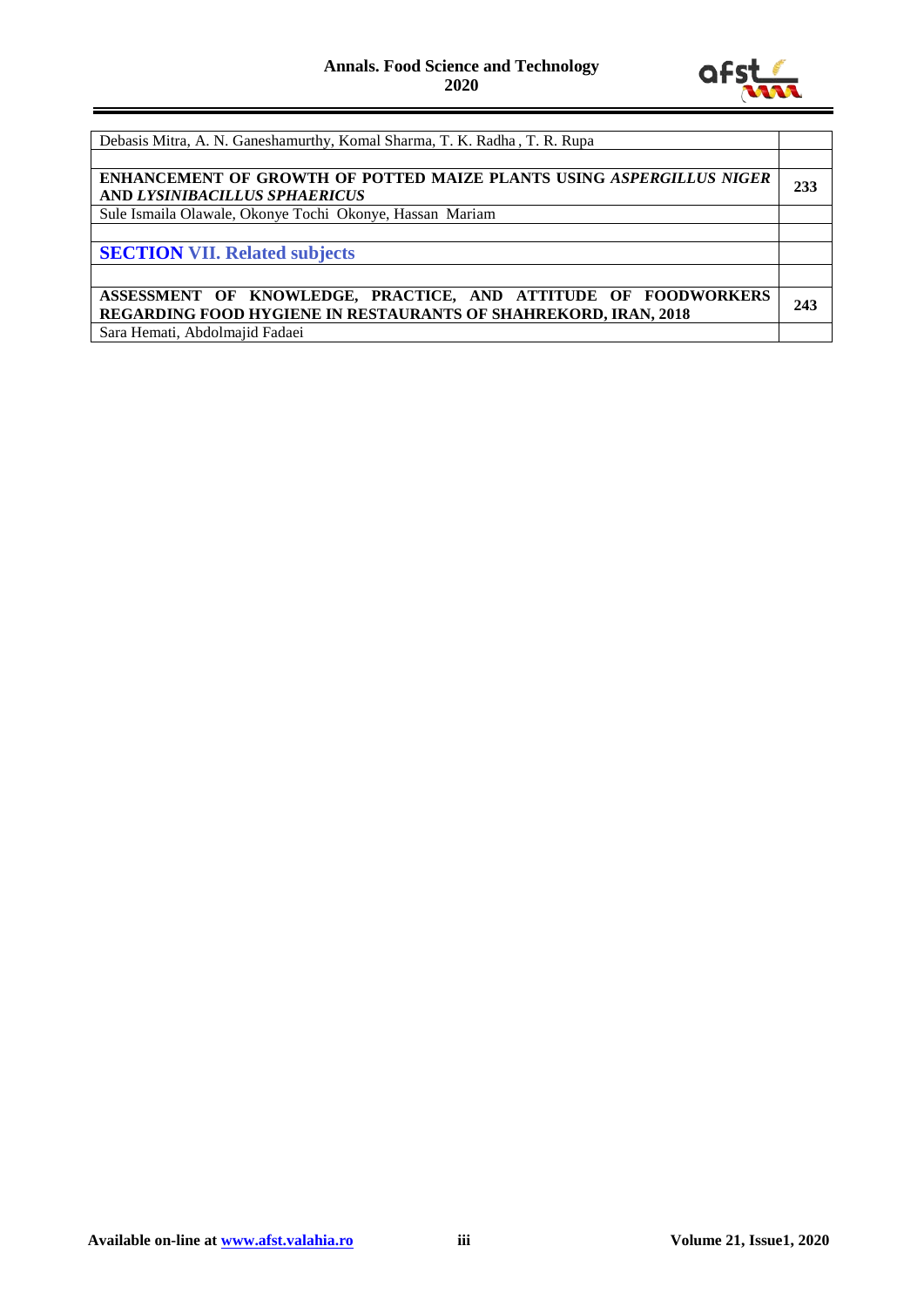| | |
|---|---|
| Debasis Mitra, A. N. Ganeshamurthy, Komal Sharma, T. K. Radha , T. R. Rupa | |
| | |
| **ENHANCEMENT OF GROWTH OF POTTED MAIZE PLANTS USING *ASPERGILLUS NIGER* AND *LYSINIBACILLUS SPHAERICUS*** | **233** |
| Sule Ismaila Olawale, Okonye Tochi Okonye, Hassan Mariam | |
| | |
| **SECTION VII. Related subjects** | |
| | |
| **ASSESSMENT OF KNOWLEDGE, PRACTICE, AND ATTITUDE OF FOODWORKERS REGARDING FOOD HYGIENE IN RESTAURANTS OF SHAHREKORD, IRAN, 2018** | **243** |
| Sara Hemati, Abdolmajid Fadaei | |